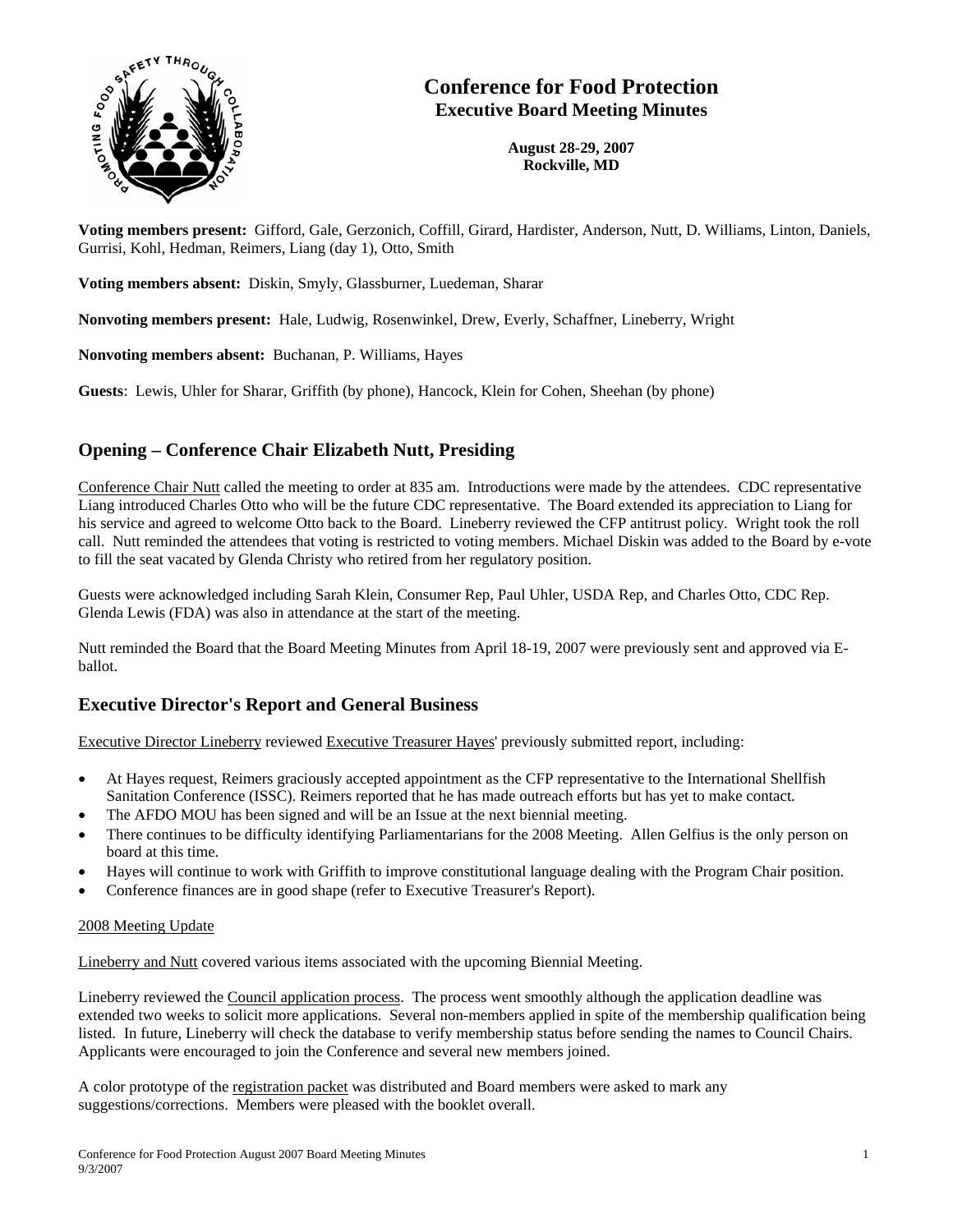# Conference for Food Protection
## Executive Board Meeting Minutes

**August 28-29, 2007**
**Rockville, MD**

**Voting members present:** Gifford, Gale, Gerzonich, Coffill, Girard, Hardister, Anderson, Nutt, D. Williams, Linton, Daniels, Gurrisi, Kohl, Hedman, Reimers, Liang (day 1), Otto, Smith

**Voting members absent:** Diskin, Smyly, Glassburner, Luedeman, Sharar

**Nonvoting members present:** Hale, Ludwig, Rosenwinkel, Drew, Everly, Schaffner, Lineberry, Wright

**Nonvoting members absent:** Buchanan, P. Williams, Hayes

**Guests**: Lewis, Uhler for Sharar, Griffith (by phone), Hancock, Klein for Cohen, Sheehan (by phone)

## Opening – Conference Chair Elizabeth Nutt, Presiding

Conference Chair Nutt called the meeting to order at 835 am. Introductions were made by the attendees. CDC representative Liang introduced Charles Otto who will be the future CDC representative. The Board extended its appreciation to Liang for his service and agreed to welcome Otto back to the Board. Lineberry reviewed the CFP antitrust policy. Wright took the roll call. Nutt reminded the attendees that voting is restricted to voting members. Michael Diskin was added to the Board by e-vote to fill the seat vacated by Glenda Christy who retired from her regulatory position.

Guests were acknowledged including Sarah Klein, Consumer Rep, Paul Uhler, USDA Rep, and Charles Otto, CDC Rep. Glenda Lewis (FDA) was also in attendance at the start of the meeting.

Nutt reminded the Board that the Board Meeting Minutes from April 18-19, 2007 were previously sent and approved via E-ballot.

## Executive Director's Report and General Business

Executive Director Lineberry reviewed Executive Treasurer Hayes' previously submitted report, including:

- At Hayes request, Reimers graciously accepted appointment as the CFP representative to the International Shellfish Sanitation Conference (ISSC). Reimers reported that he has made outreach efforts but has yet to make contact.
- The AFDO MOU has been signed and will be an Issue at the next biennial meeting.
- There continues to be difficulty identifying Parliamentarians for the 2008 Meeting. Allen Gelfius is the only person on board at this time.
- Hayes will continue to work with Griffith to improve constitutional language dealing with the Program Chair position.
- Conference finances are in good shape (refer to Executive Treasurer's Report).

2008 Meeting Update

Lineberry and Nutt covered various items associated with the upcoming Biennial Meeting.

Lineberry reviewed the Council application process. The process went smoothly although the application deadline was extended two weeks to solicit more applications. Several non-members applied in spite of the membership qualification being listed. In future, Lineberry will check the database to verify membership status before sending the names to Council Chairs. Applicants were encouraged to join the Conference and several new members joined.

A color prototype of the registration packet was distributed and Board members were asked to mark any suggestions/corrections. Members were pleased with the booklet overall.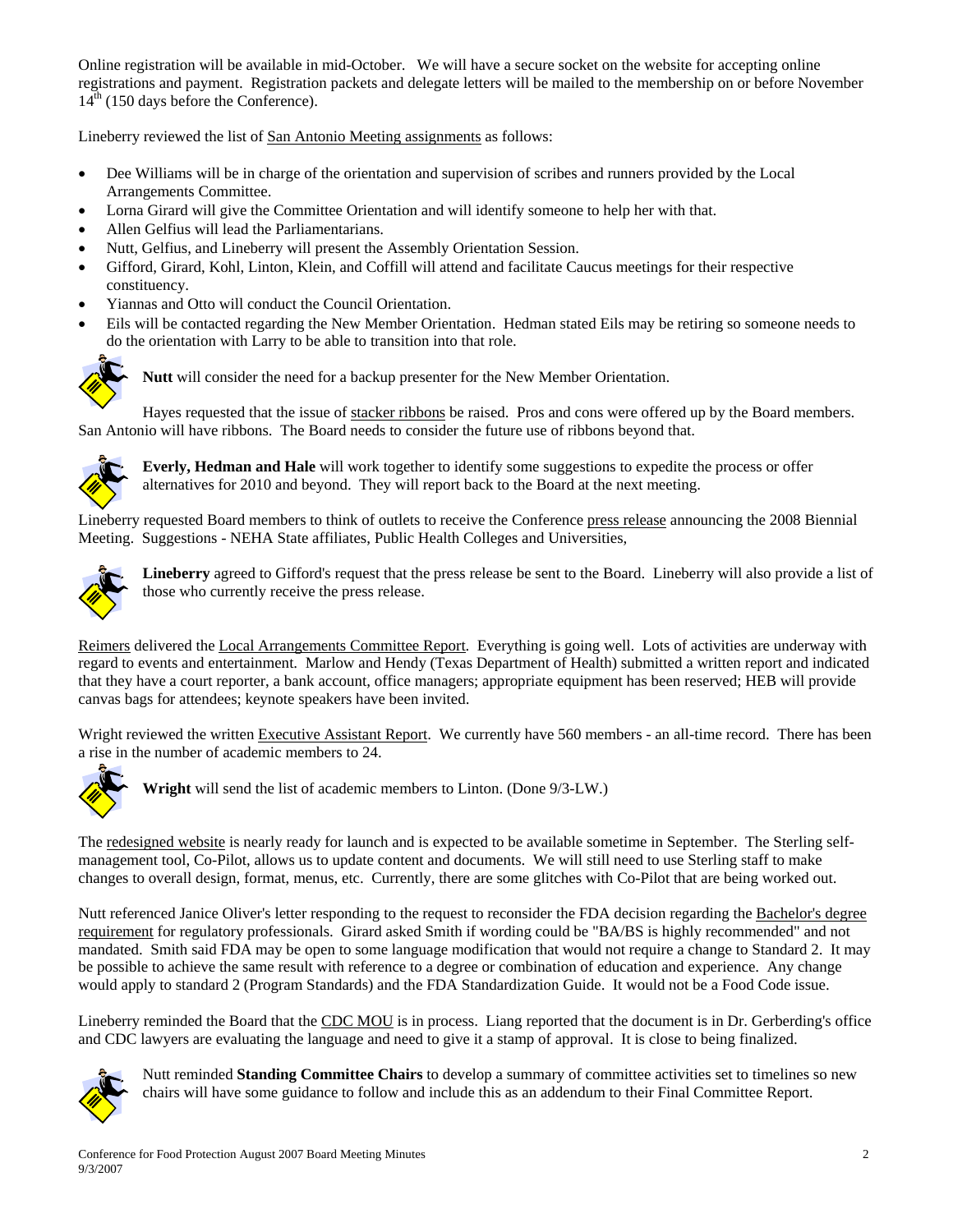Online registration will be available in mid-October. We will have a secure socket on the website for accepting online registrations and payment. Registration packets and delegate letters will be mailed to the membership on or before November 14th (150 days before the Conference).

Lineberry reviewed the list of San Antonio Meeting assignments as follows:

- Dee Williams will be in charge of the orientation and supervision of scribes and runners provided by the Local Arrangements Committee.
- Lorna Girard will give the Committee Orientation and will identify someone to help her with that.
- Allen Gelfius will lead the Parliamentarians.
- Nutt, Gelfius, and Lineberry will present the Assembly Orientation Session.
- Gifford, Girard, Kohl, Linton, Klein, and Coffill will attend and facilitate Caucus meetings for their respective constituency.
- Yiannas and Otto will conduct the Council Orientation.
- Eils will be contacted regarding the New Member Orientation. Hedman stated Eils may be retiring so someone needs to do the orientation with Larry to be able to transition into that role.

**Nutt** will consider the need for a backup presenter for the New Member Orientation.

Hayes requested that the issue of stacker ribbons be raised. Pros and cons were offered up by the Board members. San Antonio will have ribbons. The Board needs to consider the future use of ribbons beyond that.

**Everly, Hedman and Hale** will work together to identify some suggestions to expedite the process or offer alternatives for 2010 and beyond. They will report back to the Board at the next meeting.

Lineberry requested Board members to think of outlets to receive the Conference press release announcing the 2008 Biennial Meeting. Suggestions - NEHA State affiliates, Public Health Colleges and Universities,

**Lineberry** agreed to Gifford's request that the press release be sent to the Board. Lineberry will also provide a list of those who currently receive the press release.

Reimers delivered the Local Arrangements Committee Report. Everything is going well. Lots of activities are underway with regard to events and entertainment. Marlow and Hendy (Texas Department of Health) submitted a written report and indicated that they have a court reporter, a bank account, office managers; appropriate equipment has been reserved; HEB will provide canvas bags for attendees; keynote speakers have been invited.

Wright reviewed the written Executive Assistant Report. We currently have 560 members - an all-time record. There has been a rise in the number of academic members to 24.

**Wright** will send the list of academic members to Linton. (Done 9/3-LW.)

The redesigned website is nearly ready for launch and is expected to be available sometime in September. The Sterling self-management tool, Co-Pilot, allows us to update content and documents. We will still need to use Sterling staff to make changes to overall design, format, menus, etc. Currently, there are some glitches with Co-Pilot that are being worked out.

Nutt referenced Janice Oliver's letter responding to the request to reconsider the FDA decision regarding the Bachelor's degree requirement for regulatory professionals. Girard asked Smith if wording could be "BA/BS is highly recommended" and not mandated. Smith said FDA may be open to some language modification that would not require a change to Standard 2. It may be possible to achieve the same result with reference to a degree or combination of education and experience. Any change would apply to standard 2 (Program Standards) and the FDA Standardization Guide. It would not be a Food Code issue.

Lineberry reminded the Board that the CDC MOU is in process. Liang reported that the document is in Dr. Gerberding's office and CDC lawyers are evaluating the language and need to give it a stamp of approval. It is close to being finalized.

Nutt reminded **Standing Committee Chairs** to develop a summary of committee activities set to timelines so new chairs will have some guidance to follow and include this as an addendum to their Final Committee Report.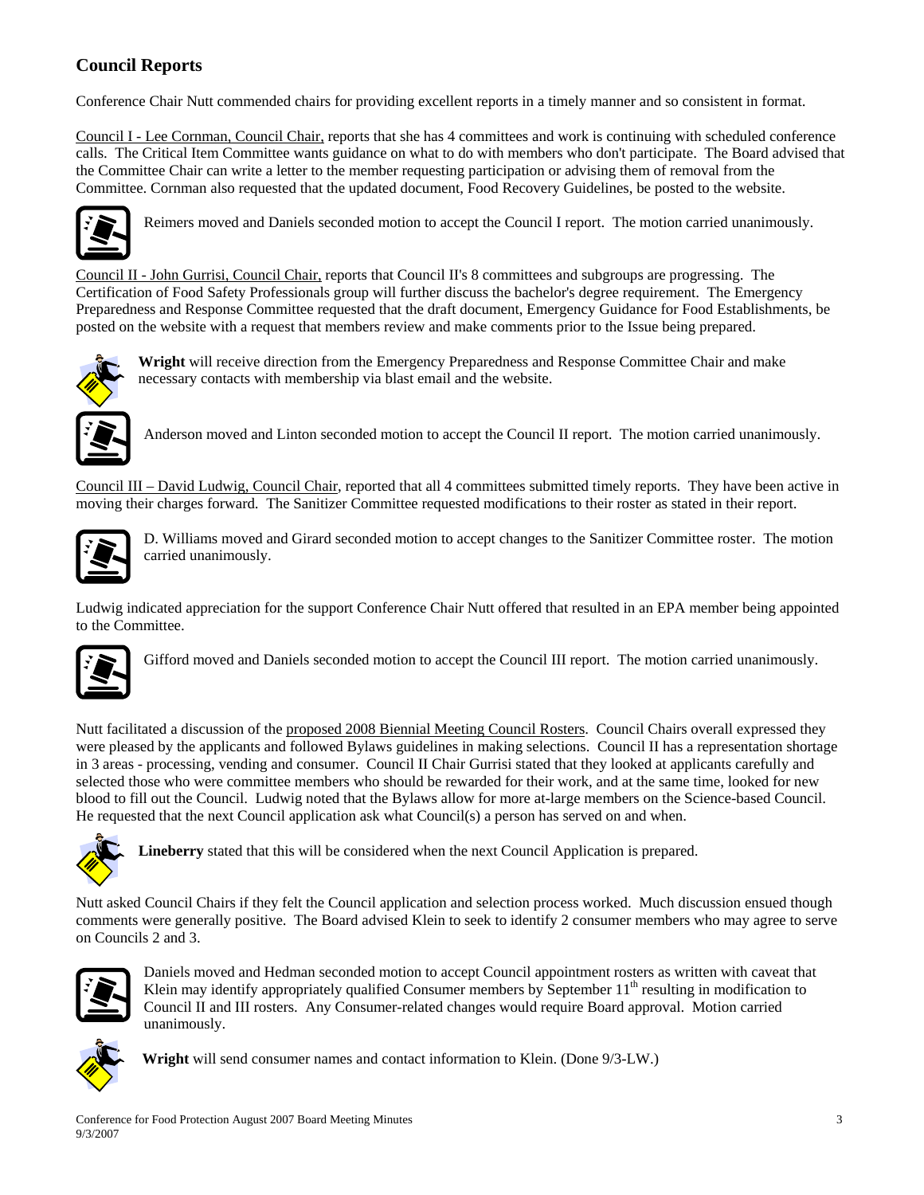## Council Reports

Conference Chair Nutt commended chairs for providing excellent reports in a timely manner and so consistent in format.

Council I - Lee Cornman, Council Chair, reports that she has 4 committees and work is continuing with scheduled conference calls. The Critical Item Committee wants guidance on what to do with members who don't participate. The Board advised that the Committee Chair can write a letter to the member requesting participation or advising them of removal from the Committee. Cornman also requested that the updated document, Food Recovery Guidelines, be posted to the website.

Reimers moved and Daniels seconded motion to accept the Council I report. The motion carried unanimously.

Council II - John Gurrisi, Council Chair, reports that Council II's 8 committees and subgroups are progressing. The Certification of Food Safety Professionals group will further discuss the bachelor's degree requirement. The Emergency Preparedness and Response Committee requested that the draft document, Emergency Guidance for Food Establishments, be posted on the website with a request that members review and make comments prior to the Issue being prepared.

**Wright** will receive direction from the Emergency Preparedness and Response Committee Chair and make necessary contacts with membership via blast email and the website.

Anderson moved and Linton seconded motion to accept the Council II report. The motion carried unanimously.

Council III – David Ludwig, Council Chair, reported that all 4 committees submitted timely reports. They have been active in moving their charges forward. The Sanitizer Committee requested modifications to their roster as stated in their report.

D. Williams moved and Girard seconded motion to accept changes to the Sanitizer Committee roster. The motion carried unanimously.

Ludwig indicated appreciation for the support Conference Chair Nutt offered that resulted in an EPA member being appointed to the Committee.

Gifford moved and Daniels seconded motion to accept the Council III report. The motion carried unanimously.

Nutt facilitated a discussion of the proposed 2008 Biennial Meeting Council Rosters. Council Chairs overall expressed they were pleased by the applicants and followed Bylaws guidelines in making selections. Council II has a representation shortage in 3 areas - processing, vending and consumer. Council II Chair Gurrisi stated that they looked at applicants carefully and selected those who were committee members who should be rewarded for their work, and at the same time, looked for new blood to fill out the Council. Ludwig noted that the Bylaws allow for more at-large members on the Science-based Council. He requested that the next Council application ask what Council(s) a person has served on and when.

**Lineberry** stated that this will be considered when the next Council Application is prepared.

Nutt asked Council Chairs if they felt the Council application and selection process worked. Much discussion ensued though comments were generally positive. The Board advised Klein to seek to identify 2 consumer members who may agree to serve on Councils 2 and 3.

Daniels moved and Hedman seconded motion to accept Council appointment rosters as written with caveat that Klein may identify appropriately qualified Consumer members by September 11th resulting in modification to Council II and III rosters. Any Consumer-related changes would require Board approval. Motion carried unanimously.

**Wright** will send consumer names and contact information to Klein. (Done 9/3-LW.)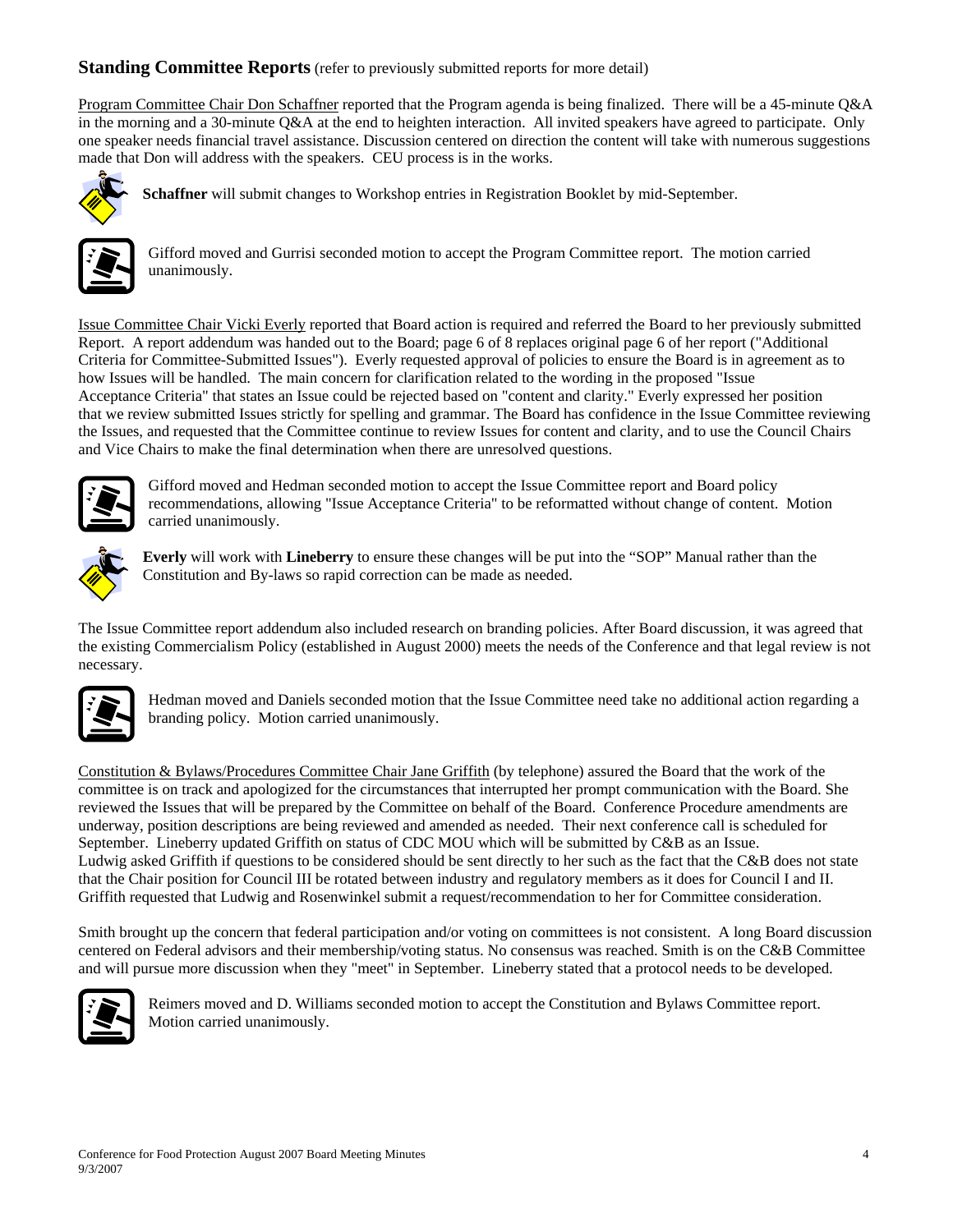## **Standing Committee Reports** (refer to previously submitted reports for more detail)

Program Committee Chair Don Schaffner reported that the Program agenda is being finalized. There will be a 45-minute Q&A in the morning and a 30-minute Q&A at the end to heighten interaction. All invited speakers have agreed to participate. Only one speaker needs financial travel assistance. Discussion centered on direction the content will take with numerous suggestions made that Don will address with the speakers. CEU process is in the works.

**Schaffner** will submit changes to Workshop entries in Registration Booklet by mid-September.

Gifford moved and Gurrisi seconded motion to accept the Program Committee report. The motion carried unanimously.

Issue Committee Chair Vicki Everly reported that Board action is required and referred the Board to her previously submitted Report. A report addendum was handed out to the Board; page 6 of 8 replaces original page 6 of her report ("Additional Criteria for Committee-Submitted Issues"). Everly requested approval of policies to ensure the Board is in agreement as to how Issues will be handled. The main concern for clarification related to the wording in the proposed "Issue Acceptance Criteria" that states an Issue could be rejected based on "content and clarity." Everly expressed her position that we review submitted Issues strictly for spelling and grammar. The Board has confidence in the Issue Committee reviewing the Issues, and requested that the Committee continue to review Issues for content and clarity, and to use the Council Chairs and Vice Chairs to make the final determination when there are unresolved questions.

Gifford moved and Hedman seconded motion to accept the Issue Committee report and Board policy recommendations, allowing "Issue Acceptance Criteria" to be reformatted without change of content. Motion carried unanimously.

**Everly** will work with **Lineberry** to ensure these changes will be put into the "SOP" Manual rather than the Constitution and By-laws so rapid correction can be made as needed.

The Issue Committee report addendum also included research on branding policies. After Board discussion, it was agreed that the existing Commercialism Policy (established in August 2000) meets the needs of the Conference and that legal review is not necessary.

Hedman moved and Daniels seconded motion that the Issue Committee need take no additional action regarding a branding policy. Motion carried unanimously.

Constitution & Bylaws/Procedures Committee Chair Jane Griffith (by telephone) assured the Board that the work of the committee is on track and apologized for the circumstances that interrupted her prompt communication with the Board. She reviewed the Issues that will be prepared by the Committee on behalf of the Board. Conference Procedure amendments are underway, position descriptions are being reviewed and amended as needed. Their next conference call is scheduled for September. Lineberry updated Griffith on status of CDC MOU which will be submitted by C&B as an Issue. Ludwig asked Griffith if questions to be considered should be sent directly to her such as the fact that the C&B does not state that the Chair position for Council III be rotated between industry and regulatory members as it does for Council I and II. Griffith requested that Ludwig and Rosenwinkel submit a request/recommendation to her for Committee consideration.

Smith brought up the concern that federal participation and/or voting on committees is not consistent. A long Board discussion centered on Federal advisors and their membership/voting status. No consensus was reached. Smith is on the C&B Committee and will pursue more discussion when they "meet" in September. Lineberry stated that a protocol needs to be developed.

Reimers moved and D. Williams seconded motion to accept the Constitution and Bylaws Committee report. Motion carried unanimously.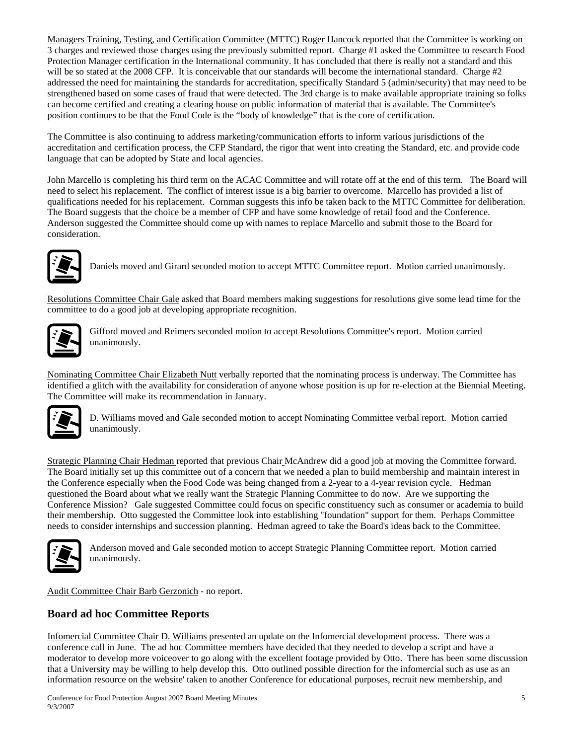Managers Training, Testing, and Certification Committee (MTTC) Roger Hancock reported that the Committee is working on 3 charges and reviewed those charges using the previously submitted report. Charge #1 asked the Committee to research Food Protection Manager certification in the International community. It has concluded that there is really not a standard and this will be so stated at the 2008 CFP. It is conceivable that our standards will become the international standard. Charge #2 addressed the need for maintaining the standards for accreditation, specifically Standard 5 (admin/security) that may need to be strengthened based on some cases of fraud that were detected. The 3rd charge is to make available appropriate training so folks can become certified and creating a clearing house on public information of material that is available. The Committee's position continues to be that the Food Code is the "body of knowledge" that is the core of certification.

The Committee is also continuing to address marketing/communication efforts to inform various jurisdictions of the accreditation and certification process, the CFP Standard, the rigor that went into creating the Standard, etc. and provide code language that can be adopted by State and local agencies.

John Marcello is completing his third term on the ACAC Committee and will rotate off at the end of this term. The Board will need to select his replacement. The conflict of interest issue is a big barrier to overcome. Marcello has provided a list of qualifications needed for his replacement. Cornman suggests this info be taken back to the MTTC Committee for deliberation. The Board suggests that the choice be a member of CFP and have some knowledge of retail food and the Conference. Anderson suggested the Committee should come up with names to replace Marcello and submit those to the Board for consideration.

Daniels moved and Girard seconded motion to accept MTTC Committee report. Motion carried unanimously.

Resolutions Committee Chair Gale asked that Board members making suggestions for resolutions give some lead time for the committee to do a good job at developing appropriate recognition.

Gifford moved and Reimers seconded motion to accept Resolutions Committee's report. Motion carried unanimously.

Nominating Committee Chair Elizabeth Nutt verbally reported that the nominating process is underway. The Committee has identified a glitch with the availability for consideration of anyone whose position is up for re-election at the Biennial Meeting. The Committee will make its recommendation in January.

D. Williams moved and Gale seconded motion to accept Nominating Committee verbal report. Motion carried unanimously.

Strategic Planning Chair Hedman reported that previous Chair McAndrew did a good job at moving the Committee forward. The Board initially set up this committee out of a concern that we needed a plan to build membership and maintain interest in the Conference especially when the Food Code was being changed from a 2-year to a 4-year revision cycle. Hedman questioned the Board about what we really want the Strategic Planning Committee to do now. Are we supporting the Conference Mission? Gale suggested Committee could focus on specific constituency such as consumer or academia to build their membership. Otto suggested the Committee look into establishing "foundation" support for them. Perhaps Committee needs to consider internships and succession planning. Hedman agreed to take the Board's ideas back to the Committee.

Anderson moved and Gale seconded motion to accept Strategic Planning Committee report. Motion carried unanimously.

Audit Committee Chair Barb Gerzonich - no report.

## Board ad hoc Committee Reports

Infomercial Committee Chair D. Williams presented an update on the Infomercial development process. There was a conference call in June. The ad hoc Committee members have decided that they needed to develop a script and have a moderator to develop more voiceover to go along with the excellent footage provided by Otto. There has been some discussion that a University may be willing to help develop this. Otto outlined possible direction for the infomercial such as use as an information resource on the website' taken to another Conference for educational purposes, recruit new membership, and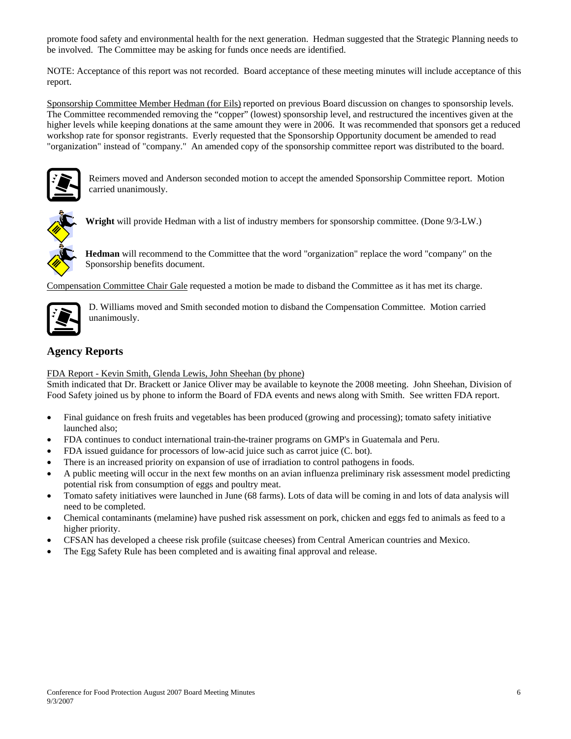promote food safety and environmental health for the next generation. Hedman suggested that the Strategic Planning needs to be involved. The Committee may be asking for funds once needs are identified.

NOTE: Acceptance of this report was not recorded. Board acceptance of these meeting minutes will include acceptance of this report.

<u>Sponsorship Committee Member Hedman (for Eils)</u> reported on previous Board discussion on changes to sponsorship levels. The Committee recommended removing the "copper" (lowest) sponsorship level, and restructured the incentives given at the higher levels while keeping donations at the same amount they were in 2006. It was recommended that sponsors get a reduced workshop rate for sponsor registrants. Everly requested that the Sponsorship Opportunity document be amended to read "organization" instead of "company." An amended copy of the sponsorship committee report was distributed to the board.

Reimers moved and Anderson seconded motion to accept the amended Sponsorship Committee report. Motion carried unanimously.

**Wright** will provide Hedman with a list of industry members for sponsorship committee. (Done 9/3-LW.)

**Hedman** will recommend to the Committee that the word "organization" replace the word "company" on the Sponsorship benefits document.

<u>Compensation Committee Chair Gale</u> requested a motion be made to disband the Committee as it has met its charge.

D. Williams moved and Smith seconded motion to disband the Compensation Committee. Motion carried unanimously.

## Agency Reports

<u>FDA Report - Kevin Smith, Glenda Lewis, John Sheehan (by phone)</u>
Smith indicated that Dr. Brackett or Janice Oliver may be available to keynote the 2008 meeting. John Sheehan, Division of Food Safety joined us by phone to inform the Board of FDA events and news along with Smith. See written FDA report.

- Final guidance on fresh fruits and vegetables has been produced (growing and processing); tomato safety initiative launched also;
- FDA continues to conduct international train-the-trainer programs on GMP's in Guatemala and Peru.
- FDA issued guidance for processors of low-acid juice such as carrot juice (C. bot).
- There is an increased priority on expansion of use of irradiation to control pathogens in foods.
- A public meeting will occur in the next few months on an avian influenza preliminary risk assessment model predicting potential risk from consumption of eggs and poultry meat.
- Tomato safety initiatives were launched in June (68 farms). Lots of data will be coming in and lots of data analysis will need to be completed.
- Chemical contaminants (melamine) have pushed risk assessment on pork, chicken and eggs fed to animals as feed to a higher priority.
- CFSAN has developed a cheese risk profile (suitcase cheeses) from Central American countries and Mexico.
- The Egg Safety Rule has been completed and is awaiting final approval and release.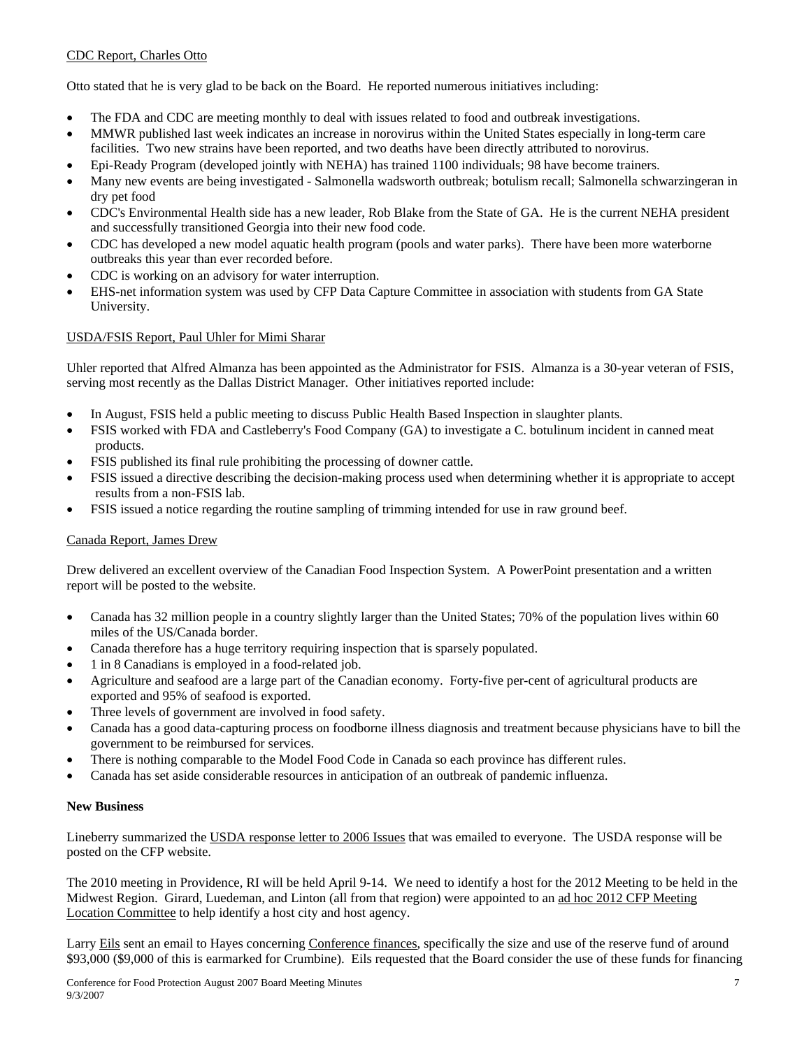CDC Report, Charles Otto

Otto stated that he is very glad to be back on the Board. He reported numerous initiatives including:

- The FDA and CDC are meeting monthly to deal with issues related to food and outbreak investigations.
- MMWR published last week indicates an increase in norovirus within the United States especially in long-term care facilities. Two new strains have been reported, and two deaths have been directly attributed to norovirus.
- Epi-Ready Program (developed jointly with NEHA) has trained 1100 individuals; 98 have become trainers.
- Many new events are being investigated - Salmonella wadsworth outbreak; botulism recall; Salmonella schwarzingeran in dry pet food
- CDC's Environmental Health side has a new leader, Rob Blake from the State of GA. He is the current NEHA president and successfully transitioned Georgia into their new food code.
- CDC has developed a new model aquatic health program (pools and water parks). There have been more waterborne outbreaks this year than ever recorded before.
- CDC is working on an advisory for water interruption.
- EHS-net information system was used by CFP Data Capture Committee in association with students from GA State University.

USDA/FSIS Report, Paul Uhler for Mimi Sharar

Uhler reported that Alfred Almanza has been appointed as the Administrator for FSIS. Almanza is a 30-year veteran of FSIS, serving most recently as the Dallas District Manager. Other initiatives reported include:

- In August, FSIS held a public meeting to discuss Public Health Based Inspection in slaughter plants.
- FSIS worked with FDA and Castleberry's Food Company (GA) to investigate a C. botulinum incident in canned meat products.
- FSIS published its final rule prohibiting the processing of downer cattle.
- FSIS issued a directive describing the decision-making process used when determining whether it is appropriate to accept results from a non-FSIS lab.
- FSIS issued a notice regarding the routine sampling of trimming intended for use in raw ground beef.

Canada Report, James Drew

Drew delivered an excellent overview of the Canadian Food Inspection System. A PowerPoint presentation and a written report will be posted to the website.

- Canada has 32 million people in a country slightly larger than the United States; 70% of the population lives within 60 miles of the US/Canada border.
- Canada therefore has a huge territory requiring inspection that is sparsely populated.
- 1 in 8 Canadians is employed in a food-related job.
- Agriculture and seafood are a large part of the Canadian economy. Forty-five per-cent of agricultural products are exported and 95% of seafood is exported.
- Three levels of government are involved in food safety.
- Canada has a good data-capturing process on foodborne illness diagnosis and treatment because physicians have to bill the government to be reimbursed for services.
- There is nothing comparable to the Model Food Code in Canada so each province has different rules.
- Canada has set aside considerable resources in anticipation of an outbreak of pandemic influenza.

**New Business**

Lineberry summarized the USDA response letter to 2006 Issues that was emailed to everyone. The USDA response will be posted on the CFP website.

The 2010 meeting in Providence, RI will be held April 9-14. We need to identify a host for the 2012 Meeting to be held in the Midwest Region. Girard, Luedeman, and Linton (all from that region) were appointed to an ad hoc 2012 CFP Meeting Location Committee to help identify a host city and host agency.

Larry Eils sent an email to Hayes concerning Conference finances, specifically the size and use of the reserve fund of around \$93,000 (\$9,000 of this is earmarked for Crumbine). Eils requested that the Board consider the use of these funds for financing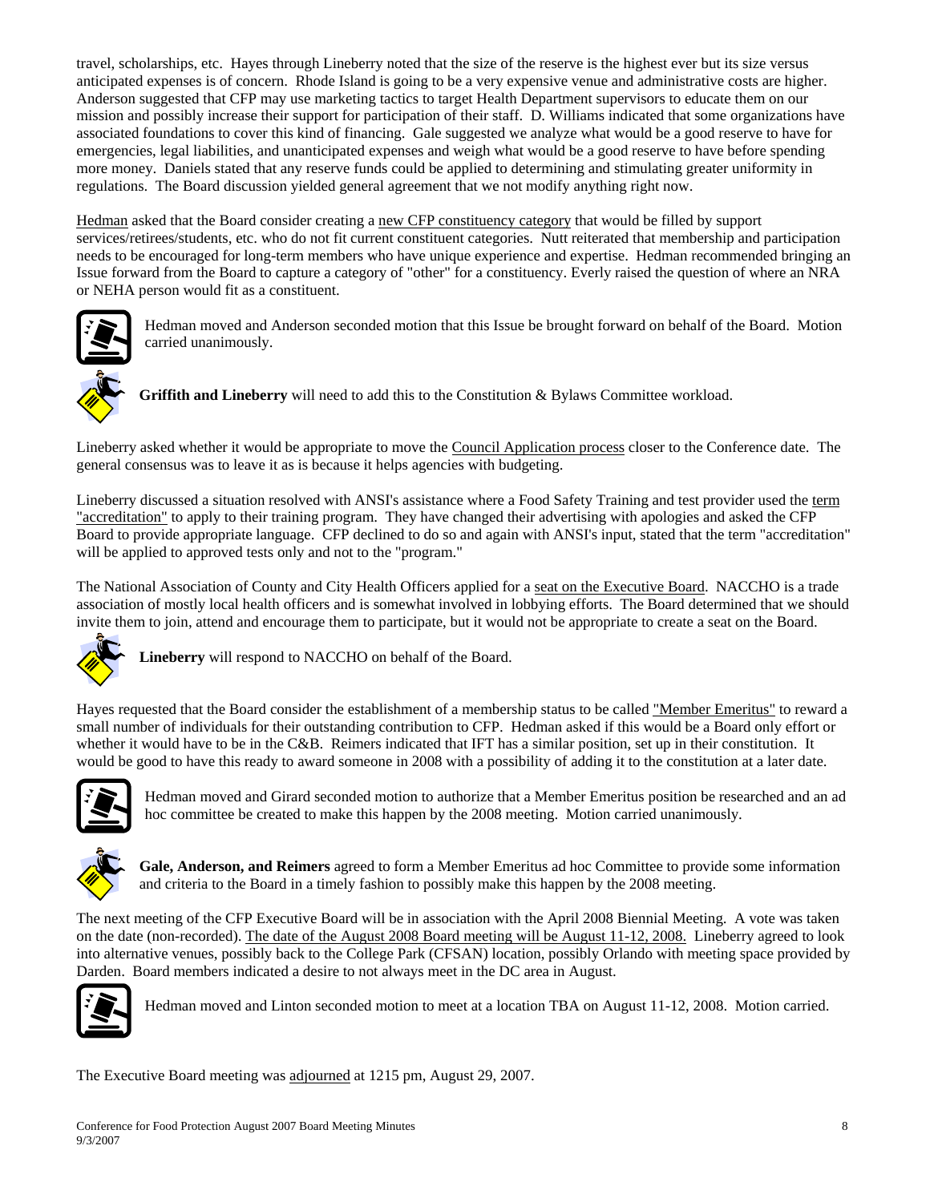travel, scholarships, etc. Hayes through Lineberry noted that the size of the reserve is the highest ever but its size versus anticipated expenses is of concern. Rhode Island is going to be a very expensive venue and administrative costs are higher. Anderson suggested that CFP may use marketing tactics to target Health Department supervisors to educate them on our mission and possibly increase their support for participation of their staff. D. Williams indicated that some organizations have associated foundations to cover this kind of financing. Gale suggested we analyze what would be a good reserve to have for emergencies, legal liabilities, and unanticipated expenses and weigh what would be a good reserve to have before spending more money. Daniels stated that any reserve funds could be applied to determining and stimulating greater uniformity in regulations. The Board discussion yielded general agreement that we not modify anything right now.

Hedman asked that the Board consider creating a new CFP constituency category that would be filled by support services/retirees/students, etc. who do not fit current constituent categories. Nutt reiterated that membership and participation needs to be encouraged for long-term members who have unique experience and expertise. Hedman recommended bringing an Issue forward from the Board to capture a category of "other" for a constituency. Everly raised the question of where an NRA or NEHA person would fit as a constituent.

Hedman moved and Anderson seconded motion that this Issue be brought forward on behalf of the Board. Motion carried unanimously.

**Griffith and Lineberry** will need to add this to the Constitution & Bylaws Committee workload.

Lineberry asked whether it would be appropriate to move the Council Application process closer to the Conference date. The general consensus was to leave it as is because it helps agencies with budgeting.

Lineberry discussed a situation resolved with ANSI's assistance where a Food Safety Training and test provider used the term "accreditation" to apply to their training program. They have changed their advertising with apologies and asked the CFP Board to provide appropriate language. CFP declined to do so and again with ANSI's input, stated that the term "accreditation" will be applied to approved tests only and not to the "program."

The National Association of County and City Health Officers applied for a seat on the Executive Board. NACCHO is a trade association of mostly local health officers and is somewhat involved in lobbying efforts. The Board determined that we should invite them to join, attend and encourage them to participate, but it would not be appropriate to create a seat on the Board.

**Lineberry** will respond to NACCHO on behalf of the Board.

Hayes requested that the Board consider the establishment of a membership status to be called "Member Emeritus" to reward a small number of individuals for their outstanding contribution to CFP. Hedman asked if this would be a Board only effort or whether it would have to be in the C&B. Reimers indicated that IFT has a similar position, set up in their constitution. It would be good to have this ready to award someone in 2008 with a possibility of adding it to the constitution at a later date.

Hedman moved and Girard seconded motion to authorize that a Member Emeritus position be researched and an ad hoc committee be created to make this happen by the 2008 meeting. Motion carried unanimously.

**Gale, Anderson, and Reimers** agreed to form a Member Emeritus ad hoc Committee to provide some information and criteria to the Board in a timely fashion to possibly make this happen by the 2008 meeting.

The next meeting of the CFP Executive Board will be in association with the April 2008 Biennial Meeting. A vote was taken on the date (non-recorded). The date of the August 2008 Board meeting will be August 11-12, 2008. Lineberry agreed to look into alternative venues, possibly back to the College Park (CFSAN) location, possibly Orlando with meeting space provided by Darden. Board members indicated a desire to not always meet in the DC area in August.

Hedman moved and Linton seconded motion to meet at a location TBA on August 11-12, 2008. Motion carried.

The Executive Board meeting was adjourned at 1215 pm, August 29, 2007.